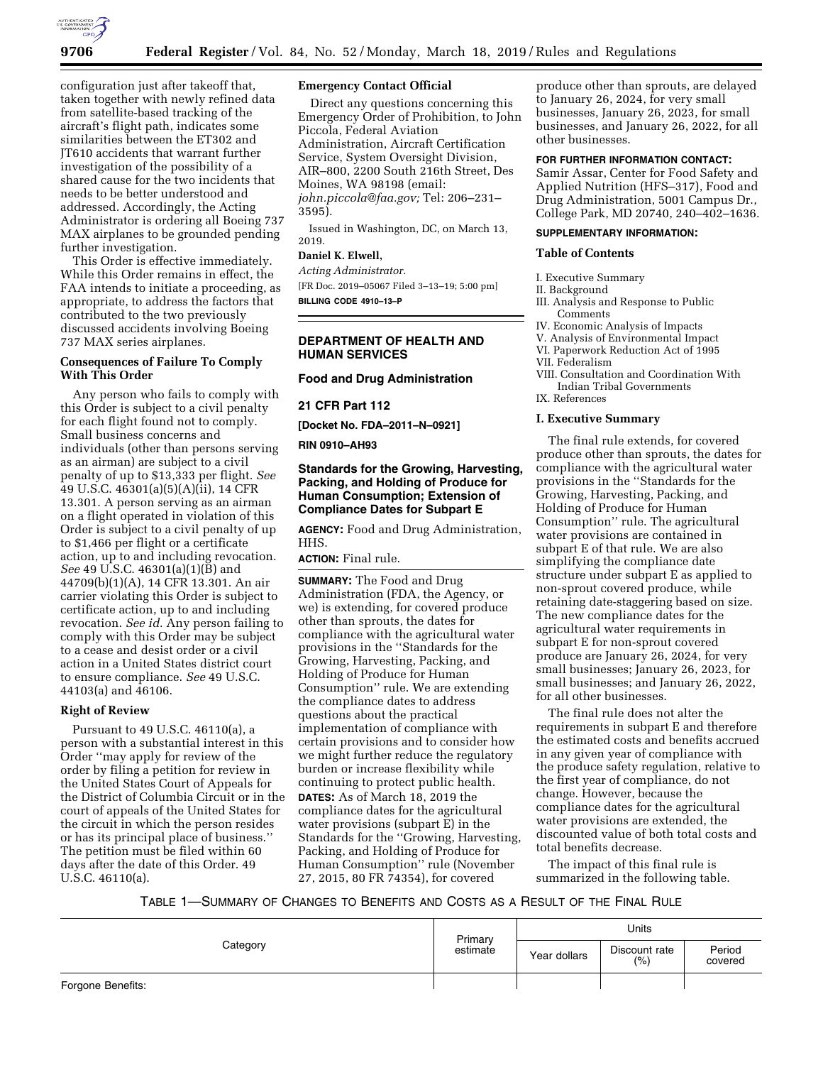configuration just after takeoff that, taken together with newly refined data from satellite-based tracking of the aircraft's flight path, indicates some similarities between the ET302 and JT610 accidents that warrant further investigation of the possibility of a shared cause for the two incidents that needs to be better understood and addressed. Accordingly, the Acting Administrator is ordering all Boeing 737 MAX airplanes to be grounded pending further investigation.

This Order is effective immediately. While this Order remains in effect, the FAA intends to initiate a proceeding, as appropriate, to address the factors that contributed to the two previously discussed accidents involving Boeing 737 MAX series airplanes.

### Consequences of Failure To Comply With This Order

Any person who fails to comply with this Order is subject to a civil penalty for each flight found not to comply. Small business concerns and individuals (other than persons serving as an airman) are subject to a civil penalty of up to $13,333 per flight. *See* 49 U.S.C. 46301(a)(5)(A)(ii), 14 CFR 13.301. A person serving as an airman on a flight operated in violation of this Order is subject to a civil penalty of up to $1,466 per flight or a certificate action, up to and including revocation. *See* 49 U.S.C. 46301(a)(1)(B) and 44709(b)(1)(A), 14 CFR 13.301. An air carrier violating this Order is subject to certificate action, up to and including revocation. *See id.* Any person failing to comply with this Order may be subject to a cease and desist order or a civil action in a United States district court to ensure compliance. *See* 49 U.S.C. 44103(a) and 46106.

### Right of Review

Pursuant to 49 U.S.C. 46110(a), a person with a substantial interest in this Order "may apply for review of the order by filing a petition for review in the United States Court of Appeals for the District of Columbia Circuit or in the court of appeals of the United States for the circuit in which the person resides or has its principal place of business." The petition must be filed within 60 days after the date of this Order. 49 U.S.C. 46110(a).

### Emergency Contact Official

Direct any questions concerning this Emergency Order of Prohibition, to John Piccola, Federal Aviation Administration, Aircraft Certification Service, System Oversight Division, AIR–800, 2200 South 216th Street, Des Moines, WA 98198 (email: *john.piccola@faa.gov;* Tel: 206–231–3595).

Issued in Washington, DC, on March 13, 2019.

**Daniel K. Elwell,**

*Acting Administrator.*

[FR Doc. 2019–05067 Filed 3–13–19; 5:00 pm]

**BILLING CODE 4910–13–P**

## DEPARTMENT OF HEALTH AND HUMAN SERVICES

### Food and Drug Administration

### 21 CFR Part 112

**[Docket No. FDA–2011–N–0921]**

**RIN 0910–AH93**

### Standards for the Growing, Harvesting, Packing, and Holding of Produce for Human Consumption; Extension of Compliance Dates for Subpart E

**AGENCY:** Food and Drug Administration, HHS.

**ACTION:** Final rule.

**SUMMARY:** The Food and Drug Administration (FDA, the Agency, or we) is extending, for covered produce other than sprouts, the dates for compliance with the agricultural water provisions in the "Standards for the Growing, Harvesting, Packing, and Holding of Produce for Human Consumption" rule. We are extending the compliance dates to address questions about the practical implementation of compliance with certain provisions and to consider how we might further reduce the regulatory burden or increase flexibility while continuing to protect public health.

**DATES:** As of March 18, 2019 the compliance dates for the agricultural water provisions (subpart E) in the Standards for the "Growing, Harvesting, Packing, and Holding of Produce for Human Consumption" rule (November 27, 2015, 80 FR 74354), for covered produce other than sprouts, are delayed to January 26, 2024, for very small businesses, January 26, 2023, for small businesses, and January 26, 2022, for all other businesses.

**FOR FURTHER INFORMATION CONTACT:** Samir Assar, Center for Food Safety and Applied Nutrition (HFS–317), Food and Drug Administration, 5001 Campus Dr., College Park, MD 20740, 240–402–1636.

**SUPPLEMENTARY INFORMATION:**

### Table of Contents

I. Executive Summary
II. Background
III. Analysis and Response to Public Comments
IV. Economic Analysis of Impacts
V. Analysis of Environmental Impact
VI. Paperwork Reduction Act of 1995
VII. Federalism
VIII. Consultation and Coordination With Indian Tribal Governments
IX. References

### I. Executive Summary

The final rule extends, for covered produce other than sprouts, the dates for compliance with the agricultural water provisions in the "Standards for the Growing, Harvesting, Packing, and Holding of Produce for Human Consumption" rule. The agricultural water provisions are contained in subpart E of that rule. We are also simplifying the compliance date structure under subpart E as applied to non-sprout covered produce, while retaining date-staggering based on size. The new compliance dates for the agricultural water requirements in subpart E for non-sprout covered produce are January 26, 2024, for very small businesses; January 26, 2023, for small businesses; and January 26, 2022, for all other businesses.

The final rule does not alter the requirements in subpart E and therefore the estimated costs and benefits accrued in any given year of compliance with the produce safety regulation, relative to the first year of compliance, do not change. However, because the compliance dates for the agricultural water provisions are extended, the discounted value of both total costs and total benefits decrease.

The impact of this final rule is summarized in the following table.

TABLE 1—SUMMARY OF CHANGES TO BENEFITS AND COSTS AS A RESULT OF THE FINAL RULE

| Category | Primary estimate | Units | | |
|---|---|---|---|---|
| | | Year dollars | Discount rate (%) | Period covered |
| Forgone Benefits: | | | | |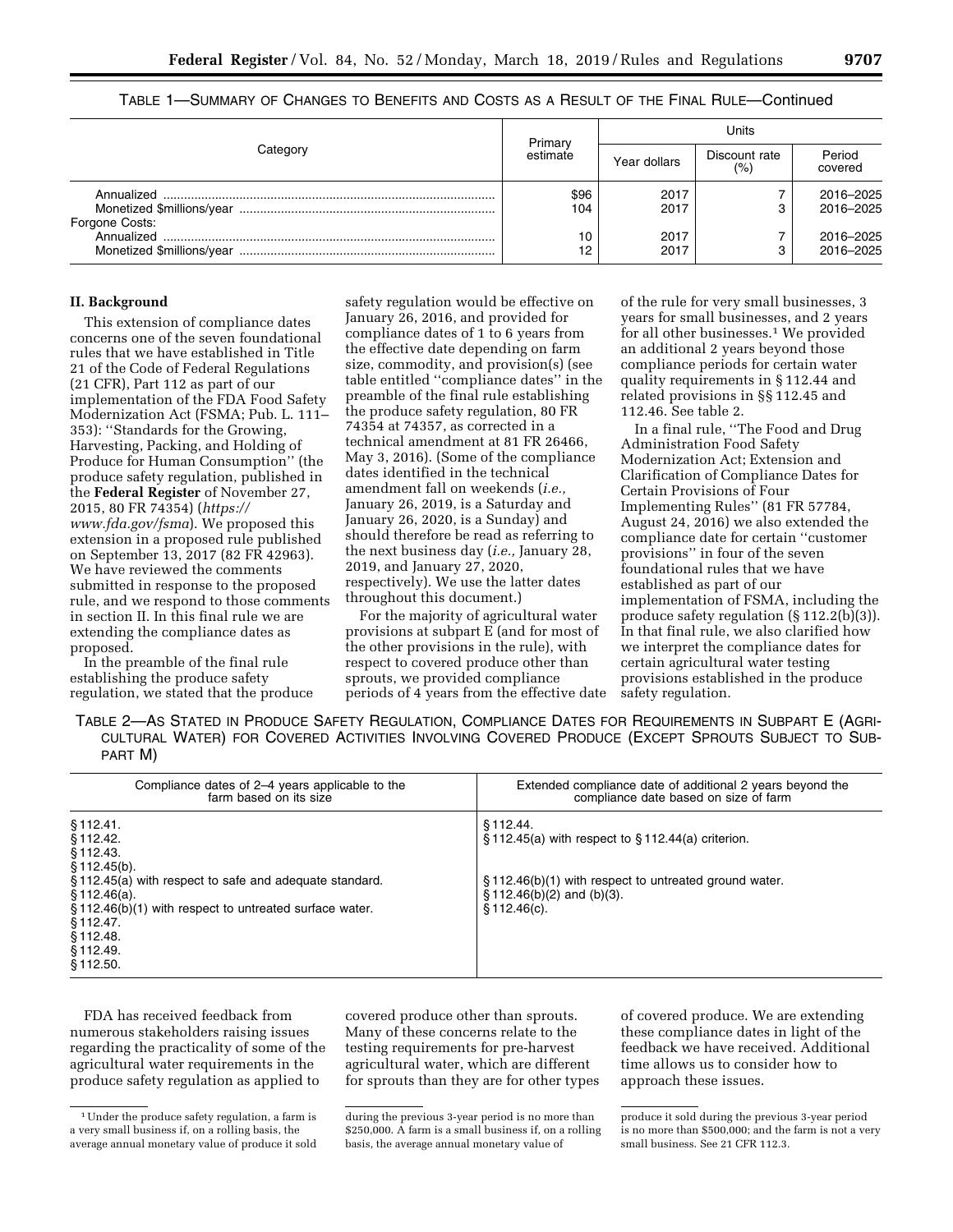TABLE 1—SUMMARY OF CHANGES TO BENEFITS AND COSTS AS A RESULT OF THE FINAL RULE—Continued

| Category | Primary estimate | Units | | |
|---|---|---|---|---|
| | | Year dollars | Discount rate (%) | Period covered |
| Annualized | $96 | 2017 | 7 | 2016–2025 |
| Monetized $millions/year | 104 | 2017 | 3 | 2016–2025 |
| Forgone Costs: | | | | |
| Annualized | 10 | 2017 | 7 | 2016–2025 |
| Monetized $millions/year | 12 | 2017 | 3 | 2016–2025 |

## II. Background

This extension of compliance dates concerns one of the seven foundational rules that we have established in Title 21 of the Code of Federal Regulations (21 CFR), Part 112 as part of our implementation of the FDA Food Safety Modernization Act (FSMA; Pub. L. 111–353): ''Standards for the Growing, Harvesting, Packing, and Holding of Produce for Human Consumption'' (the produce safety regulation, published in the **Federal Register** of November 27, 2015, 80 FR 74354) (*https://www.fda.gov/fsma*). We proposed this extension in a proposed rule published on September 13, 2017 (82 FR 42963). We have reviewed the comments submitted in response to the proposed rule, and we respond to those comments in section II. In this final rule we are extending the compliance dates as proposed.

In the preamble of the final rule establishing the produce safety regulation, we stated that the produce safety regulation would be effective on January 26, 2016, and provided for compliance dates of 1 to 6 years from the effective date depending on farm size, commodity, and provision(s) (see table entitled ''compliance dates'' in the preamble of the final rule establishing the produce safety regulation, 80 FR 74354 at 74357, as corrected in a technical amendment at 81 FR 26466, May 3, 2016). (Some of the compliance dates identified in the technical amendment fall on weekends (*i.e.,* January 26, 2019, is a Saturday and January 26, 2020, is a Sunday) and should therefore be read as referring to the next business day (*i.e.,* January 28, 2019, and January 27, 2020, respectively). We use the latter dates throughout this document.)

For the majority of agricultural water provisions at subpart E (and for most of the other provisions in the rule), with respect to covered produce other than sprouts, we provided compliance periods of 4 years from the effective date of the rule for very small businesses, 3 years for small businesses, and 2 years for all other businesses.[1] We provided an additional 2 years beyond those compliance periods for certain water quality requirements in § 112.44 and related provisions in §§ 112.45 and 112.46. See table 2.

In a final rule, ''The Food and Drug Administration Food Safety Modernization Act; Extension and Clarification of Compliance Dates for Certain Provisions of Four Implementing Rules'' (81 FR 57784, August 24, 2016) we also extended the compliance date for certain ''customer provisions'' in four of the seven foundational rules that we have established as part of our implementation of FSMA, including the produce safety regulation (§ 112.2(b)(3)). In that final rule, we also clarified how we interpret the compliance dates for certain agricultural water testing provisions established in the produce safety regulation.

TABLE 2—AS STATED IN PRODUCE SAFETY REGULATION, COMPLIANCE DATES FOR REQUIREMENTS IN SUBPART E (AGRICULTURAL WATER) FOR COVERED ACTIVITIES INVOLVING COVERED PRODUCE (EXCEPT SPROUTS SUBJECT TO SUBPART M)

| Compliance dates of 2–4 years applicable to the farm based on its size | Extended compliance date of additional 2 years beyond the compliance date based on size of farm |
|---|---|
| § 112.41. | § 112.44. |
| § 112.42. | § 112.45(a) with respect to § 112.44(a) criterion. |
| § 112.43. | |
| § 112.45(b). | |
| § 112.45(a) with respect to safe and adequate standard. | § 112.46(b)(1) with respect to untreated ground water. |
| § 112.46(a). | § 112.46(b)(2) and (b)(3). |
| § 112.46(b)(1) with respect to untreated surface water. | § 112.46(c). |
| § 112.47. | |
| § 112.48. | |
| § 112.49. | |
| § 112.50. | |

FDA has received feedback from numerous stakeholders raising issues regarding the practicality of some of the agricultural water requirements in the produce safety regulation as applied to covered produce other than sprouts. Many of these concerns relate to the testing requirements for pre-harvest agricultural water, which are different for sprouts than they are for other types of covered produce. We are extending these compliance dates in light of the feedback we have received. Additional time allows us to consider how to approach these issues.

[1] Under the produce safety regulation, a farm is a very small business if, on a rolling basis, the average annual monetary value of produce it sold during the previous 3-year period is no more than $250,000. A farm is a small business if, on a rolling basis, the average annual monetary value of produce it sold during the previous 3-year period is no more than $500,000; and the farm is not a very small business. See 21 CFR 112.3.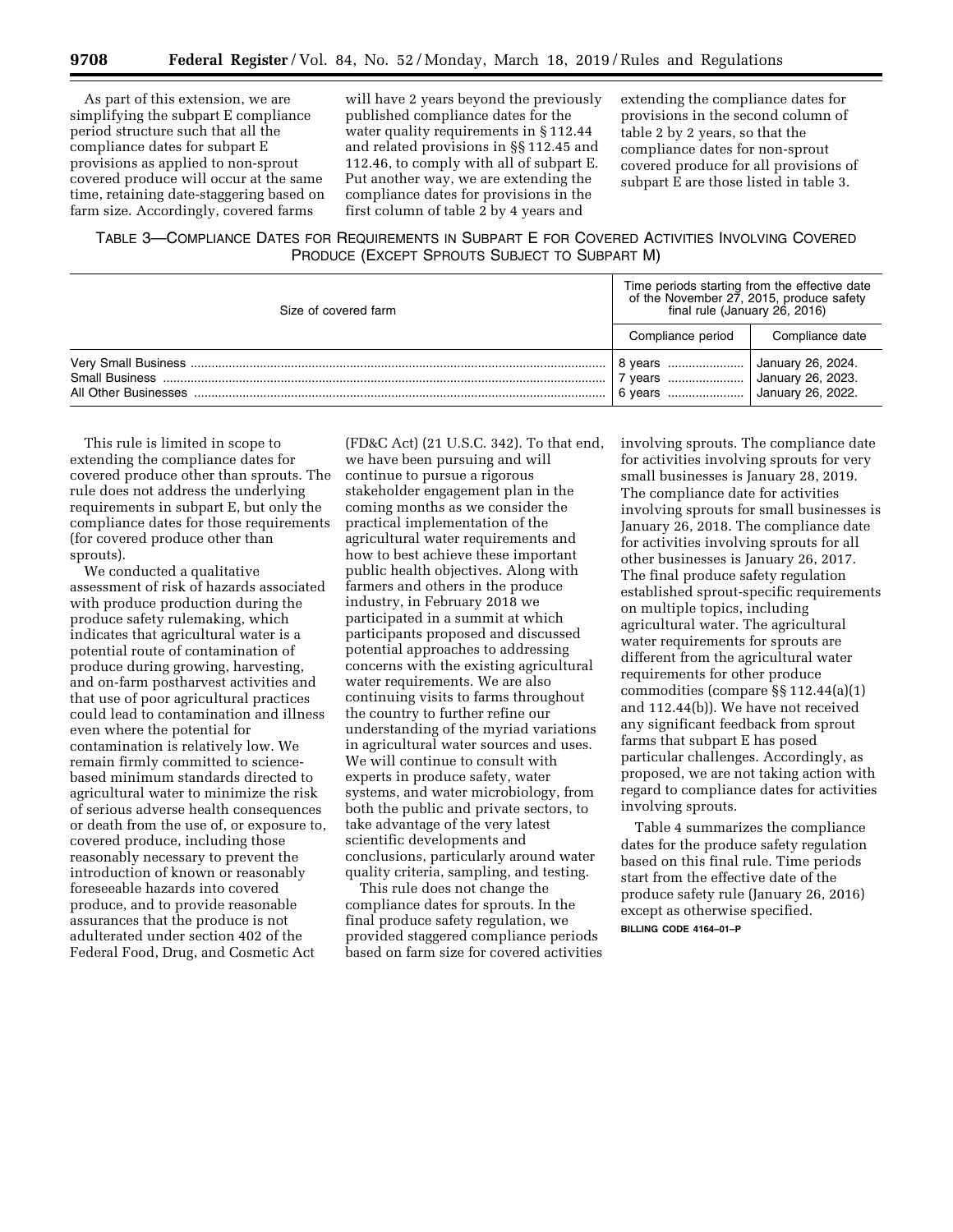As part of this extension, we are simplifying the subpart E compliance period structure such that all the compliance dates for subpart E provisions as applied to non-sprout covered produce will occur at the same time, retaining date-staggering based on farm size. Accordingly, covered farms will have 2 years beyond the previously published compliance dates for the water quality requirements in § 112.44 and related provisions in §§ 112.45 and 112.46, to comply with all of subpart E. Put another way, we are extending the compliance dates for provisions in the first column of table 2 by 4 years and extending the compliance dates for provisions in the second column of table 2 by 2 years, so that the compliance dates for non-sprout covered produce for all provisions of subpart E are those listed in table 3.

TABLE 3—COMPLIANCE DATES FOR REQUIREMENTS IN SUBPART E FOR COVERED ACTIVITIES INVOLVING COVERED PRODUCE (EXCEPT SPROUTS SUBJECT TO SUBPART M)

| Size of covered farm | Time periods starting from the effective date of the November 27, 2015, produce safety final rule (January 26, 2016) | |
|---|---|---|
| | Compliance period | Compliance date |
| Very Small Business | 8 years | January 26, 2024. |
| Small Business | 7 years | January 26, 2023. |
| All Other Businesses | 6 years | January 26, 2022. |

This rule is limited in scope to extending the compliance dates for covered produce other than sprouts. The rule does not address the underlying requirements in subpart E, but only the compliance dates for those requirements (for covered produce other than sprouts).

We conducted a qualitative assessment of risk of hazards associated with produce production during the produce safety rulemaking, which indicates that agricultural water is a potential route of contamination of produce during growing, harvesting, and on-farm postharvest activities and that use of poor agricultural practices could lead to contamination and illness even where the potential for contamination is relatively low. We remain firmly committed to science-based minimum standards directed to agricultural water to minimize the risk of serious adverse health consequences or death from the use of, or exposure to, covered produce, including those reasonably necessary to prevent the introduction of known or reasonably foreseeable hazards into covered produce, and to provide reasonable assurances that the produce is not adulterated under section 402 of the Federal Food, Drug, and Cosmetic Act (FD&C Act) (21 U.S.C. 342). To that end, we have been pursuing and will continue to pursue a rigorous stakeholder engagement plan in the coming months as we consider the practical implementation of the agricultural water requirements and how to best achieve these important public health objectives. Along with farmers and others in the produce industry, in February 2018 we participated in a summit at which participants proposed and discussed potential approaches to addressing concerns with the existing agricultural water requirements. We are also continuing visits to farms throughout the country to further refine our understanding of the myriad variations in agricultural water sources and uses. We will continue to consult with experts in produce safety, water systems, and water microbiology, from both the public and private sectors, to take advantage of the very latest scientific developments and conclusions, particularly around water quality criteria, sampling, and testing.

This rule does not change the compliance dates for sprouts. In the final produce safety regulation, we provided staggered compliance periods based on farm size for covered activities involving sprouts. The compliance date for activities involving sprouts for very small businesses is January 28, 2019. The compliance date for activities involving sprouts for small businesses is January 26, 2018. The compliance date for activities involving sprouts for all other businesses is January 26, 2017. The final produce safety regulation established sprout-specific requirements on multiple topics, including agricultural water. The agricultural water requirements for sprouts are different from the agricultural water requirements for other produce commodities (compare §§ 112.44(a)(1) and 112.44(b)). We have not received any significant feedback from sprout farms that subpart E has posed particular challenges. Accordingly, as proposed, we are not taking action with regard to compliance dates for activities involving sprouts.

Table 4 summarizes the compliance dates for the produce safety regulation based on this final rule. Time periods start from the effective date of the produce safety rule (January 26, 2016) except as otherwise specified.

BILLING CODE 4164–01–P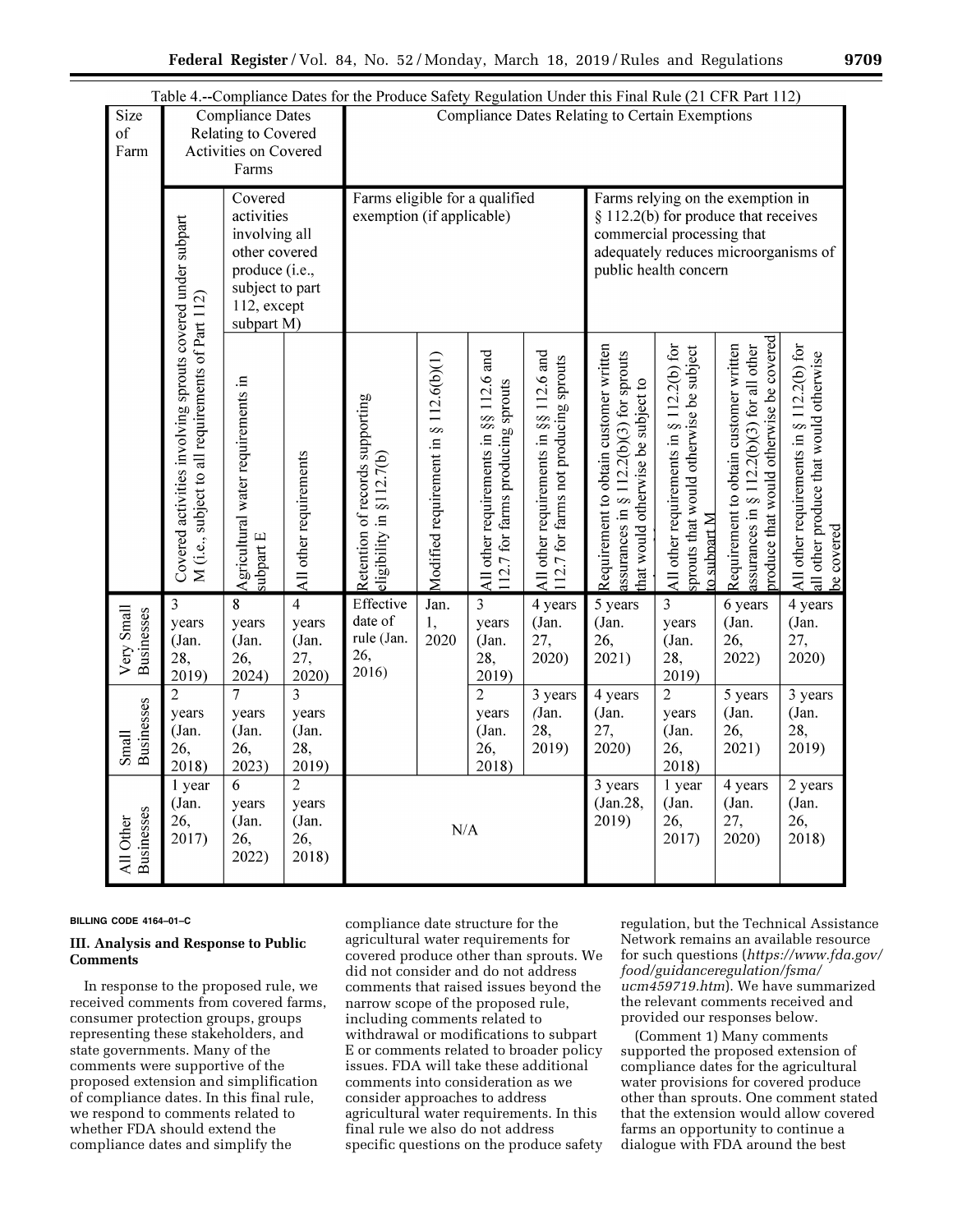Table 4.--Compliance Dates for the Produce Safety Regulation Under this Final Rule (21 CFR Part 112)

| Size of Farm | Compliance Dates Relating to Covered Activities on Covered Farms | | | Compliance Dates Relating to Certain Exemptions | | | | | | | |
|---|---|---|---|---|---|---|---|---|---|---|---|
| | Covered activities involving sprouts covered under subpart M (i.e., subject to all requirements of Part 112) | Covered activities involving all other covered produce (i.e., subject to part 112, except subpart M) | | Farms eligible for a qualified exemption (if applicable) | | | | Farms relying on the exemption in § 112.2(b) for produce that receives commercial processing that adequately reduces microorganisms of public health concern | | | |
| | | Agricultural water requirements in subpart E | All other requirements | Retention of records supporting eligibility in §112.7(b) | Modified requirement in § 112.6(b)(1) | All other requirements in §§ 112.6 and 112.7 for farms producing sprouts | All other requirements in §§ 112.6 and 112.7 for farms not producing sprouts | Requirement to obtain customer written assurances in § 112.2(b)(3) for sprouts that would otherwise be subject to subpart M | All other requirements in § 112.2(b) for sprouts that would otherwise be subject to subpart M | Requirement to obtain customer written assurances in § 112.2(b)(3) for all other produce that would otherwise be covered | All other requirements in § 112.2(b) for all other produce that would otherwise be covered |
| Very Small Businesses | 3 years (Jan. 28, 2019) | 8 years (Jan. 26, 2024) | 4 years (Jan. 27, 2020) | Effective date of rule (Jan. 26, 2016) | Jan. 1, 2020 | 3 years (Jan. 28, 2019) | 4 years (Jan. 27, 2020) | 5 years (Jan. 26, 2021) | 3 years (Jan. 28, 2019) | 6 years (Jan. 26, 2022) | 4 years (Jan. 27, 2020) |
| Small Businesses | 2 years (Jan. 26, 2018) | 7 years (Jan. 26, 2023) | 3 years (Jan. 28, 2019) | | | 2 years (Jan. 26, 2018) | 3 years (Jan. 28, 2019) | 4 years (Jan. 27, 2020) | 2 years (Jan. 26, 2018) | 5 years (Jan. 26, 2021) | 3 years (Jan. 28, 2019) |
| All Other Businesses | 1 year (Jan. 26, 2017) | 6 years (Jan. 26, 2022) | 2 years (Jan. 26, 2018) | N/A | | | | 3 years (Jan.28, 2019) | 1 year (Jan. 26, 2017) | 4 years (Jan. 27, 2020) | 2 years (Jan. 26, 2018) |

BILLING CODE 4164–01–C

## III. Analysis and Response to Public Comments

In response to the proposed rule, we received comments from covered farms, consumer protection groups, groups representing these stakeholders, and state governments. Many of the comments were supportive of the proposed extension and simplification of compliance dates. In this final rule, we respond to comments related to whether FDA should extend the compliance dates and simplify the compliance date structure for the agricultural water requirements for covered produce other than sprouts. We did not consider and do not address comments that raised issues beyond the narrow scope of the proposed rule, including comments related to withdrawal or modifications to subpart E or comments related to broader policy issues. FDA will take these additional comments into consideration as we consider approaches to address agricultural water requirements. In this final rule we also do not address specific questions on the produce safety regulation, but the Technical Assistance Network remains an available resource for such questions (*https://www.fda.gov/food/guidanceregulation/fsma/ucm459719.htm*). We have summarized the relevant comments received and provided our responses below.

(Comment 1) Many comments supported the proposed extension of compliance dates for the agricultural water provisions for covered produce other than sprouts. One comment stated that the extension would allow covered farms an opportunity to continue a dialogue with FDA around the best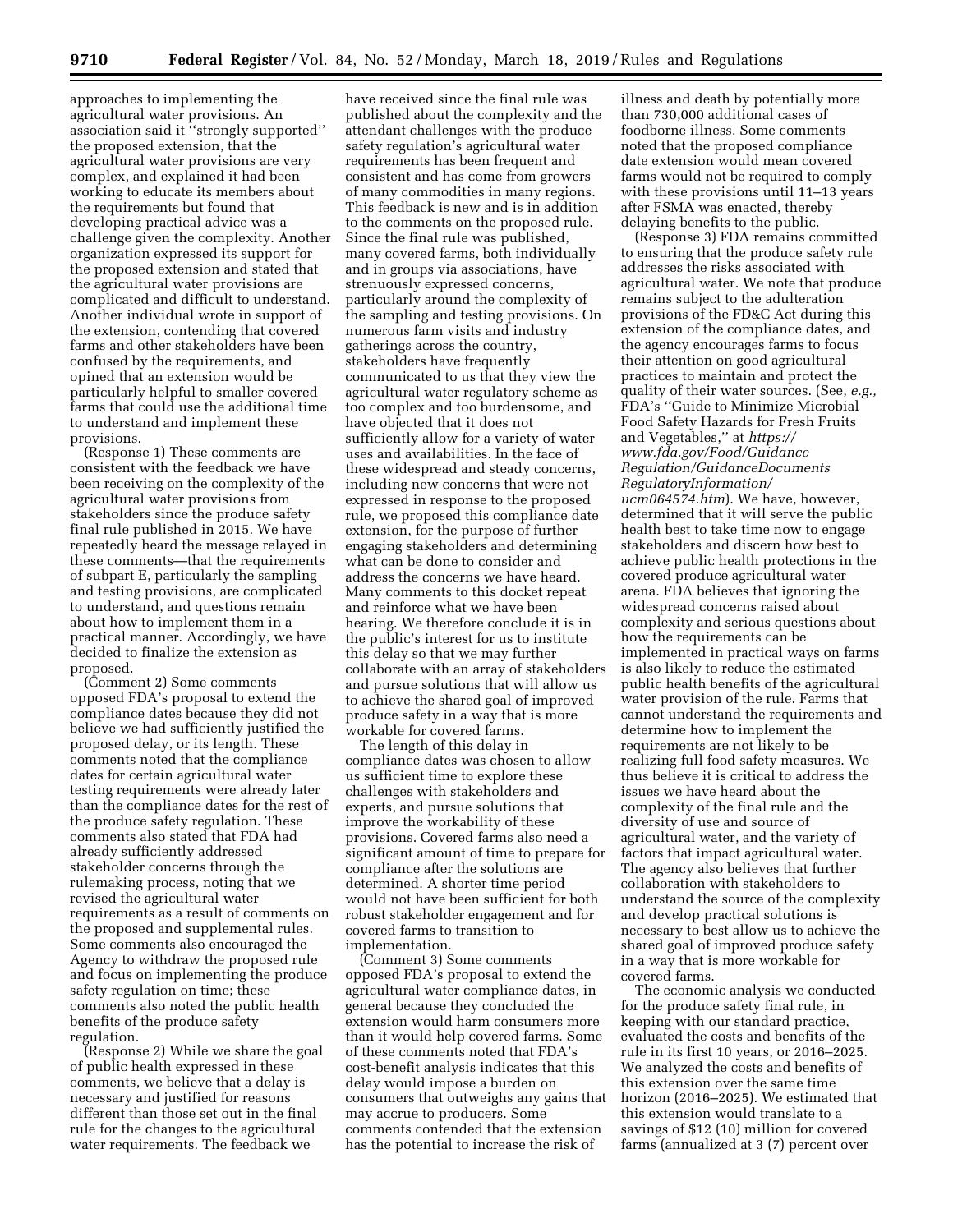approaches to implementing the agricultural water provisions. An association said it ''strongly supported'' the proposed extension, that the agricultural water provisions are very complex, and explained it had been working to educate its members about the requirements but found that developing practical advice was a challenge given the complexity. Another organization expressed its support for the proposed extension and stated that the agricultural water provisions are complicated and difficult to understand. Another individual wrote in support of the extension, contending that covered farms and other stakeholders have been confused by the requirements, and opined that an extension would be particularly helpful to smaller covered farms that could use the additional time to understand and implement these provisions.

(Response 1) These comments are consistent with the feedback we have been receiving on the complexity of the agricultural water provisions from stakeholders since the produce safety final rule published in 2015. We have repeatedly heard the message relayed in these comments—that the requirements of subpart E, particularly the sampling and testing provisions, are complicated to understand, and questions remain about how to implement them in a practical manner. Accordingly, we have decided to finalize the extension as proposed.

(Comment 2) Some comments opposed FDA's proposal to extend the compliance dates because they did not believe we had sufficiently justified the proposed delay, or its length. These comments noted that the compliance dates for certain agricultural water testing requirements were already later than the compliance dates for the rest of the produce safety regulation. These comments also stated that FDA had already sufficiently addressed stakeholder concerns through the rulemaking process, noting that we revised the agricultural water requirements as a result of comments on the proposed and supplemental rules. Some comments also encouraged the Agency to withdraw the proposed rule and focus on implementing the produce safety regulation on time; these comments also noted the public health benefits of the produce safety regulation.

(Response 2) While we share the goal of public health expressed in these comments, we believe that a delay is necessary and justified for reasons different than those set out in the final rule for the changes to the agricultural water requirements. The feedback we have received since the final rule was published about the complexity and the attendant challenges with the produce safety regulation's agricultural water requirements has been frequent and consistent and has come from growers of many commodities in many regions. This feedback is new and is in addition to the comments on the proposed rule. Since the final rule was published, many covered farms, both individually and in groups via associations, have strenuously expressed concerns, particularly around the complexity of the sampling and testing provisions. On numerous farm visits and industry gatherings across the country, stakeholders have frequently communicated to us that they view the agricultural water regulatory scheme as too complex and too burdensome, and have objected that it does not sufficiently allow for a variety of water uses and availabilities. In the face of these widespread and steady concerns, including new concerns that were not expressed in response to the proposed rule, we proposed this compliance date extension, for the purpose of further engaging stakeholders and determining what can be done to consider and address the concerns we have heard. Many comments to this docket repeat and reinforce what we have been hearing. We therefore conclude it is in the public's interest for us to institute this delay so that we may further collaborate with an array of stakeholders and pursue solutions that will allow us to achieve the shared goal of improved produce safety in a way that is more workable for covered farms.

The length of this delay in compliance dates was chosen to allow us sufficient time to explore these challenges with stakeholders and experts, and pursue solutions that improve the workability of these provisions. Covered farms also need a significant amount of time to prepare for compliance after the solutions are determined. A shorter time period would not have been sufficient for both robust stakeholder engagement and for covered farms to transition to implementation.

(Comment 3) Some comments opposed FDA's proposal to extend the agricultural water compliance dates, in general because they concluded the extension would harm consumers more than it would help covered farms. Some of these comments noted that FDA's cost-benefit analysis indicates that this delay would impose a burden on consumers that outweighs any gains that may accrue to producers. Some comments contended that the extension has the potential to increase the risk of illness and death by potentially more than 730,000 additional cases of foodborne illness. Some comments noted that the proposed compliance date extension would mean covered farms would not be required to comply with these provisions until 11–13 years after FSMA was enacted, thereby delaying benefits to the public.

(Response 3) FDA remains committed to ensuring that the produce safety rule addresses the risks associated with agricultural water. We note that produce remains subject to the adulteration provisions of the FD&C Act during this extension of the compliance dates, and the agency encourages farms to focus their attention on good agricultural practices to maintain and protect the quality of their water sources. (See, *e.g.,* FDA's ''Guide to Minimize Microbial Food Safety Hazards for Fresh Fruits and Vegetables,'' at *https://www.fda.gov/Food/GuidanceRegulation/GuidanceDocumentsRegulatoryInformation/ucm064574.htm*). We have, however, determined that it will serve the public health best to take time now to engage stakeholders and discern how best to achieve public health protections in the covered produce agricultural water arena. FDA believes that ignoring the widespread concerns raised about complexity and serious questions about how the requirements can be implemented in practical ways on farms is also likely to reduce the estimated public health benefits of the agricultural water provision of the rule. Farms that cannot understand the requirements and determine how to implement the requirements are not likely to be realizing full food safety measures. We thus believe it is critical to address the issues we have heard about the complexity of the final rule and the diversity of use and source of agricultural water, and the variety of factors that impact agricultural water. The agency also believes that further collaboration with stakeholders to understand the source of the complexity and develop practical solutions is necessary to best allow us to achieve the shared goal of improved produce safety in a way that is more workable for covered farms.

The economic analysis we conducted for the produce safety final rule, in keeping with our standard practice, evaluated the costs and benefits of the rule in its first 10 years, or 2016–2025. We analyzed the costs and benefits of this extension over the same time horizon (2016–2025). We estimated that this extension would translate to a savings of $12 (10) million for covered farms (annualized at 3 (7) percent over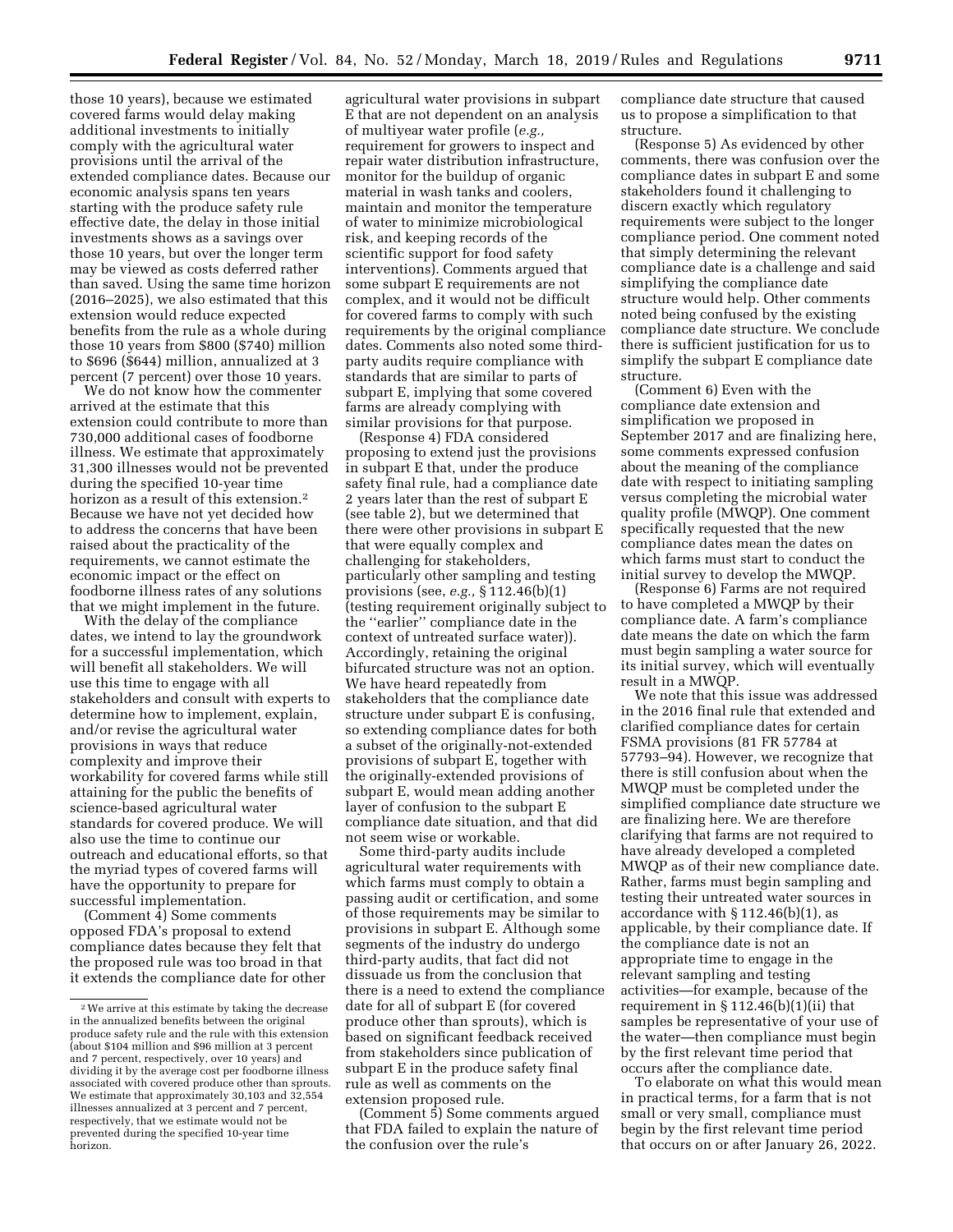those 10 years), because we estimated covered farms would delay making additional investments to initially comply with the agricultural water provisions until the arrival of the extended compliance dates. Because our economic analysis spans ten years starting with the produce safety rule effective date, the delay in those initial investments shows as a savings over those 10 years, but over the longer term may be viewed as costs deferred rather than saved. Using the same time horizon (2016–2025), we also estimated that this extension would reduce expected benefits from the rule as a whole during those 10 years from $800 ($740) million to $696 ($644) million, annualized at 3 percent (7 percent) over those 10 years.

We do not know how the commenter arrived at the estimate that this extension could contribute to more than 730,000 additional cases of foodborne illness. We estimate that approximately 31,300 illnesses would not be prevented during the specified 10-year time horizon as a result of this extension.[2] Because we have not yet decided how to address the concerns that have been raised about the practicality of the requirements, we cannot estimate the economic impact or the effect on foodborne illness rates of any solutions that we might implement in the future.

With the delay of the compliance dates, we intend to lay the groundwork for a successful implementation, which will benefit all stakeholders. We will use this time to engage with all stakeholders and consult with experts to determine how to implement, explain, and/or revise the agricultural water provisions in ways that reduce complexity and improve their workability for covered farms while still attaining for the public the benefits of science-based agricultural water standards for covered produce. We will also use the time to continue our outreach and educational efforts, so that the myriad types of covered farms will have the opportunity to prepare for successful implementation.

(Comment 4) Some comments opposed FDA's proposal to extend compliance dates because they felt that the proposed rule was too broad in that it extends the compliance date for other agricultural water provisions in subpart E that are not dependent on an analysis of multiyear water profile (*e.g.,* requirement for growers to inspect and repair water distribution infrastructure, monitor for the buildup of organic material in wash tanks and coolers, maintain and monitor the temperature of water to minimize microbiological risk, and keeping records of the scientific support for food safety interventions). Comments argued that some subpart E requirements are not complex, and it would not be difficult for covered farms to comply with such requirements by the original compliance dates. Comments also noted some third-party audits require compliance with standards that are similar to parts of subpart E, implying that some covered farms are already complying with similar provisions for that purpose.

(Response 4) FDA considered proposing to extend just the provisions in subpart E that, under the produce safety final rule, had a compliance date 2 years later than the rest of subpart E (see table 2), but we determined that there were other provisions in subpart E that were equally complex and challenging for stakeholders, particularly other sampling and testing provisions (see, *e.g.,* § 112.46(b)(1) (testing requirement originally subject to the ''earlier'' compliance date in the context of untreated surface water)). Accordingly, retaining the original bifurcated structure was not an option. We have heard repeatedly from stakeholders that the compliance date structure under subpart E is confusing, so extending compliance dates for both a subset of the originally-not-extended provisions of subpart E, together with the originally-extended provisions of subpart E, would mean adding another layer of confusion to the subpart E compliance date situation, and that did not seem wise or workable.

Some third-party audits include agricultural water requirements with which farms must comply to obtain a passing audit or certification, and some of those requirements may be similar to provisions in subpart E. Although some segments of the industry do undergo third-party audits, that fact did not dissuade us from the conclusion that there is a need to extend the compliance date for all of subpart E (for covered produce other than sprouts), which is based on significant feedback received from stakeholders since publication of subpart E in the produce safety final rule as well as comments on the extension proposed rule.

(Comment 5) Some comments argued that FDA failed to explain the nature of the confusion over the rule's compliance date structure that caused us to propose a simplification to that structure.

(Response 5) As evidenced by other comments, there was confusion over the compliance dates in subpart E and some stakeholders found it challenging to discern exactly which regulatory requirements were subject to the longer compliance period. One comment noted that simply determining the relevant compliance date is a challenge and said simplifying the compliance date structure would help. Other comments noted being confused by the existing compliance date structure. We conclude there is sufficient justification for us to simplify the subpart E compliance date structure.

(Comment 6) Even with the compliance date extension and simplification we proposed in September 2017 and are finalizing here, some comments expressed confusion about the meaning of the compliance date with respect to initiating sampling versus completing the microbial water quality profile (MWQP). One comment specifically requested that the new compliance dates mean the dates on which farms must start to conduct the initial survey to develop the MWQP.

(Response 6) Farms are not required to have completed a MWQP by their compliance date. A farm's compliance date means the date on which the farm must begin sampling a water source for its initial survey, which will eventually result in a MWQP.

We note that this issue was addressed in the 2016 final rule that extended and clarified compliance dates for certain FSMA provisions (81 FR 57784 at 57793–94). However, we recognize that there is still confusion about when the MWQP must be completed under the simplified compliance date structure we are finalizing here. We are therefore clarifying that farms are not required to have already developed a completed MWQP as of their new compliance date. Rather, farms must begin sampling and testing their untreated water sources in accordance with § 112.46(b)(1), as applicable, by their compliance date. If the compliance date is not an appropriate time to engage in the relevant sampling and testing activities—for example, because of the requirement in § 112.46(b)(1)(ii) that samples be representative of your use of the water—then compliance must begin by the first relevant time period that occurs after the compliance date.

To elaborate on what this would mean in practical terms, for a farm that is not small or very small, compliance must begin by the first relevant time period that occurs on or after January 26, 2022.

---

[2] We arrive at this estimate by taking the decrease in the annualized benefits between the original produce safety rule and the rule with this extension (about $104 million and $96 million at 3 percent and 7 percent, respectively, over 10 years) and dividing it by the average cost per foodborne illness associated with covered produce other than sprouts. We estimate that approximately 30,103 and 32,554 illnesses annualized at 3 percent and 7 percent, respectively, that we estimate would not be prevented during the specified 10-year time horizon.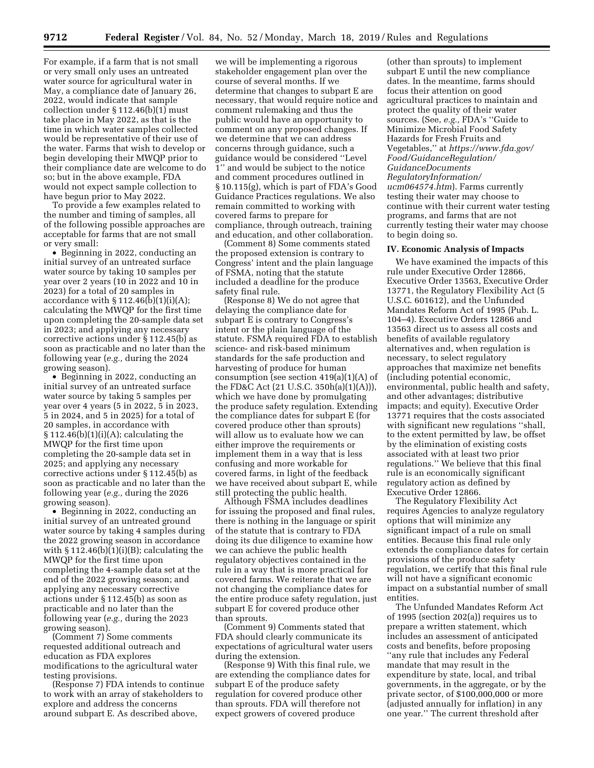For example, if a farm that is not small or very small only uses an untreated water source for agricultural water in May, a compliance date of January 26, 2022, would indicate that sample collection under § 112.46(b)(1) must take place in May 2022, as that is the time in which water samples collected would be representative of their use of the water. Farms that wish to develop or begin developing their MWQP prior to their compliance date are welcome to do so; but in the above example, FDA would not expect sample collection to have begun prior to May 2022.

To provide a few examples related to the number and timing of samples, all of the following possible approaches are acceptable for farms that are not small or very small:

- Beginning in 2022, conducting an initial survey of an untreated surface water source by taking 10 samples per year over 2 years (10 in 2022 and 10 in 2023) for a total of 20 samples in accordance with § 112.46(b)(1)(i)(A); calculating the MWQP for the first time upon completing the 20-sample data set in 2023; and applying any necessary corrective actions under § 112.45(b) as soon as practicable and no later than the following year (*e.g.,* during the 2024 growing season).
- Beginning in 2022, conducting an initial survey of an untreated surface water source by taking 5 samples per year over 4 years (5 in 2022, 5 in 2023, 5 in 2024, and 5 in 2025) for a total of 20 samples, in accordance with § 112.46(b)(1)(i)(A); calculating the MWQP for the first time upon completing the 20-sample data set in 2025; and applying any necessary corrective actions under § 112.45(b) as soon as practicable and no later than the following year (*e.g.,* during the 2026 growing season).
- Beginning in 2022, conducting an initial survey of an untreated ground water source by taking 4 samples during the 2022 growing season in accordance with § 112.46(b)(1)(i)(B); calculating the MWQP for the first time upon completing the 4-sample data set at the end of the 2022 growing season; and applying any necessary corrective actions under § 112.45(b) as soon as practicable and no later than the following year (*e.g.,* during the 2023 growing season).

(Comment 7) Some comments requested additional outreach and education as FDA explores modifications to the agricultural water testing provisions.

(Response 7) FDA intends to continue to work with an array of stakeholders to explore and address the concerns around subpart E. As described above, we will be implementing a rigorous stakeholder engagement plan over the course of several months. If we determine that changes to subpart E are necessary, that would require notice and comment rulemaking and thus the public would have an opportunity to comment on any proposed changes. If we determine that we can address concerns through guidance, such a guidance would be considered "Level 1" and would be subject to the notice and comment procedures outlined in § 10.115(g), which is part of FDA's Good Guidance Practices regulations. We also remain committed to working with covered farms to prepare for compliance, through outreach, training and education, and other collaboration.

(Comment 8) Some comments stated the proposed extension is contrary to Congress' intent and the plain language of FSMA, noting that the statute included a deadline for the produce safety final rule.

(Response 8) We do not agree that delaying the compliance date for subpart E is contrary to Congress's intent or the plain language of the statute. FSMA required FDA to establish science- and risk-based minimum standards for the safe production and harvesting of produce for human consumption (see section 419(a)(1)(A) of the FD&C Act (21 U.S.C. 350h(a)(1)(A))), which we have done by promulgating the produce safety regulation. Extending the compliance dates for subpart E (for covered produce other than sprouts) will allow us to evaluate how we can either improve the requirements or implement them in a way that is less confusing and more workable for covered farms, in light of the feedback we have received about subpart E, while still protecting the public health.

Although FSMA includes deadlines for issuing the proposed and final rules, there is nothing in the language or spirit of the statute that is contrary to FDA doing its due diligence to examine how we can achieve the public health regulatory objectives contained in the rule in a way that is more practical for covered farms. We reiterate that we are not changing the compliance dates for the entire produce safety regulation, just subpart E for covered produce other than sprouts.

(Comment 9) Comments stated that FDA should clearly communicate its expectations of agricultural water users during the extension.

(Response 9) With this final rule, we are extending the compliance dates for subpart E of the produce safety regulation for covered produce other than sprouts. FDA will therefore not expect growers of covered produce (other than sprouts) to implement subpart E until the new compliance dates. In the meantime, farms should focus their attention on good agricultural practices to maintain and protect the quality of their water sources. (See, *e.g.,* FDA's "Guide to Minimize Microbial Food Safety Hazards for Fresh Fruits and Vegetables," at *https://www.fda.gov/Food/GuidanceRegulation/GuidanceDocumentsRegulatoryInformation/ucm064574.htm*). Farms currently testing their water may choose to continue with their current water testing programs, and farms that are not currently testing their water may choose to begin doing so.

## IV. Economic Analysis of Impacts

We have examined the impacts of this rule under Executive Order 12866, Executive Order 13563, Executive Order 13771, the Regulatory Flexibility Act (5 U.S.C. 601612), and the Unfunded Mandates Reform Act of 1995 (Pub. L. 104–4). Executive Orders 12866 and 13563 direct us to assess all costs and benefits of available regulatory alternatives and, when regulation is necessary, to select regulatory approaches that maximize net benefits (including potential economic, environmental, public health and safety, and other advantages; distributive impacts; and equity). Executive Order 13771 requires that the costs associated with significant new regulations "shall, to the extent permitted by law, be offset by the elimination of existing costs associated with at least two prior regulations." We believe that this final rule is an economically significant regulatory action as defined by Executive Order 12866.

The Regulatory Flexibility Act requires Agencies to analyze regulatory options that will minimize any significant impact of a rule on small entities. Because this final rule only extends the compliance dates for certain provisions of the produce safety regulation, we certify that this final rule will not have a significant economic impact on a substantial number of small entities.

The Unfunded Mandates Reform Act of 1995 (section 202(a)) requires us to prepare a written statement, which includes an assessment of anticipated costs and benefits, before proposing "any rule that includes any Federal mandate that may result in the expenditure by state, local, and tribal governments, in the aggregate, or by the private sector, of $100,000,000 or more (adjusted annually for inflation) in any one year." The current threshold after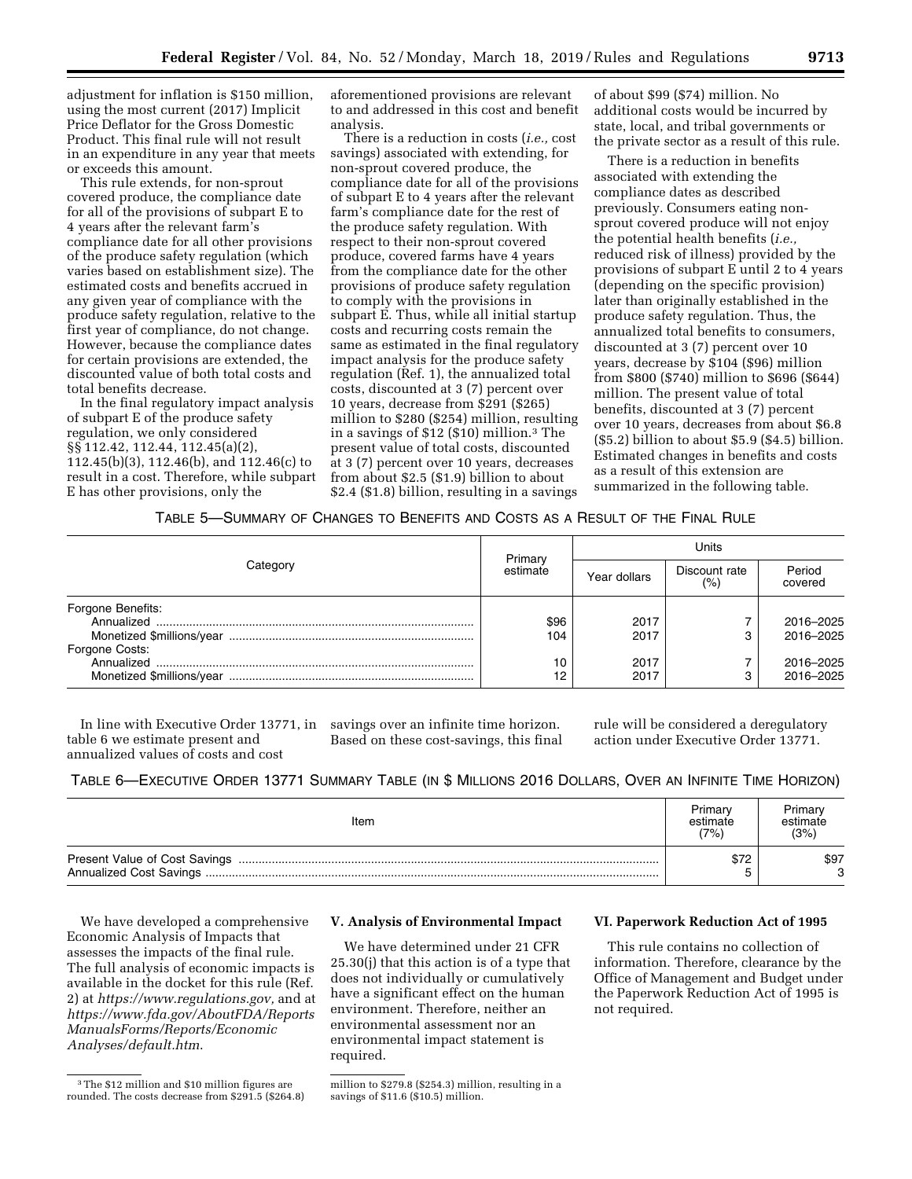adjustment for inflation is $150 million, using the most current (2017) Implicit Price Deflator for the Gross Domestic Product. This final rule will not result in an expenditure in any year that meets or exceeds this amount.

This rule extends, for non-sprout covered produce, the compliance date for all of the provisions of subpart E to 4 years after the relevant farm's compliance date for all other provisions of the produce safety regulation (which varies based on establishment size). The estimated costs and benefits accrued in any given year of compliance with the produce safety regulation, relative to the first year of compliance, do not change. However, because the compliance dates for certain provisions are extended, the discounted value of both total costs and total benefits decrease.

In the final regulatory impact analysis of subpart E of the produce safety regulation, we only considered §§ 112.42, 112.44, 112.45(a)(2), 112.45(b)(3), 112.46(b), and 112.46(c) to result in a cost. Therefore, while subpart E has other provisions, only the aforementioned provisions are relevant to and addressed in this cost and benefit analysis.

There is a reduction in costs (*i.e.,* cost savings) associated with extending, for non-sprout covered produce, the compliance date for all of the provisions of subpart E to 4 years after the relevant farm's compliance date for the rest of the produce safety regulation. With respect to their non-sprout covered produce, covered farms have 4 years from the compliance date for the other provisions of produce safety regulation to comply with the provisions in subpart E. Thus, while all initial startup costs and recurring costs remain the same as estimated in the final regulatory impact analysis for the produce safety regulation (Ref. 1), the annualized total costs, discounted at 3 (7) percent over 10 years, decrease from $291 ($265) million to $280 ($254) million, resulting in a savings of $12 ($10) million.[3] The present value of total costs, discounted at 3 (7) percent over 10 years, decreases from about $2.5 ($1.9) billion to about $2.4 ($1.8) billion, resulting in a savings of about $99 ($74) million. No additional costs would be incurred by state, local, and tribal governments or the private sector as a result of this rule.

There is a reduction in benefits associated with extending the compliance dates as described previously. Consumers eating non-sprout covered produce will not enjoy the potential health benefits (*i.e.,* reduced risk of illness) provided by the provisions of subpart E until 2 to 4 years (depending on the specific provision) later than originally established in the produce safety regulation. Thus, the annualized total benefits to consumers, discounted at 3 (7) percent over 10 years, decrease by $104 ($96) million from $800 ($740) million to $696 ($644) million. The present value of total benefits, discounted at 3 (7) percent over 10 years, decreases from about $6.8 ($5.2) billion to about $5.9 ($4.5) billion. Estimated changes in benefits and costs as a result of this extension are summarized in the following table.

TABLE 5—SUMMARY OF CHANGES TO BENEFITS AND COSTS AS A RESULT OF THE FINAL RULE

| Category | Primary estimate | Units | | |
|---|---|---|---|---|
| | | Year dollars | Discount rate (%) | Period covered |
| Forgone Benefits: | | | | |
| Annualized | $96 | 2017 | 7 | 2016–2025 |
| Monetized $millions/year | 104 | 2017 | 3 | 2016–2025 |
| Forgone Costs: | | | | |
| Annualized | 10 | 2017 | 7 | 2016–2025 |
| Monetized $millions/year | 12 | 2017 | 3 | 2016–2025 |

In line with Executive Order 13771, in table 6 we estimate present and annualized values of costs and cost savings over an infinite time horizon. Based on these cost-savings, this final rule will be considered a deregulatory action under Executive Order 13771.

TABLE 6—EXECUTIVE ORDER 13771 SUMMARY TABLE (IN $ MILLIONS 2016 DOLLARS, OVER AN INFINITE TIME HORIZON)

| Item | Primary estimate (7%) | Primary estimate (3%) |
|---|---|---|
| Present Value of Cost Savings | $72 | $97 |
| Annualized Cost Savings | 5 | 3 |

We have developed a comprehensive Economic Analysis of Impacts that assesses the impacts of the final rule. The full analysis of economic impacts is available in the docket for this rule (Ref. 2) at *https://www.regulations.gov,* and at *https://www.fda.gov/AboutFDA/ReportsManualsForms/Reports/EconomicAnalyses/default.htm*.

## V. Analysis of Environmental Impact

We have determined under 21 CFR 25.30(j) that this action is of a type that does not individually or cumulatively have a significant effect on the human environment. Therefore, neither an environmental assessment nor an environmental impact statement is required.

## VI. Paperwork Reduction Act of 1995

This rule contains no collection of information. Therefore, clearance by the Office of Management and Budget under the Paperwork Reduction Act of 1995 is not required.

---

[3] The $12 million and $10 million figures are rounded. The costs decrease from $291.5 ($264.8) million to $279.8 ($254.3) million, resulting in a savings of $11.6 ($10.5) million.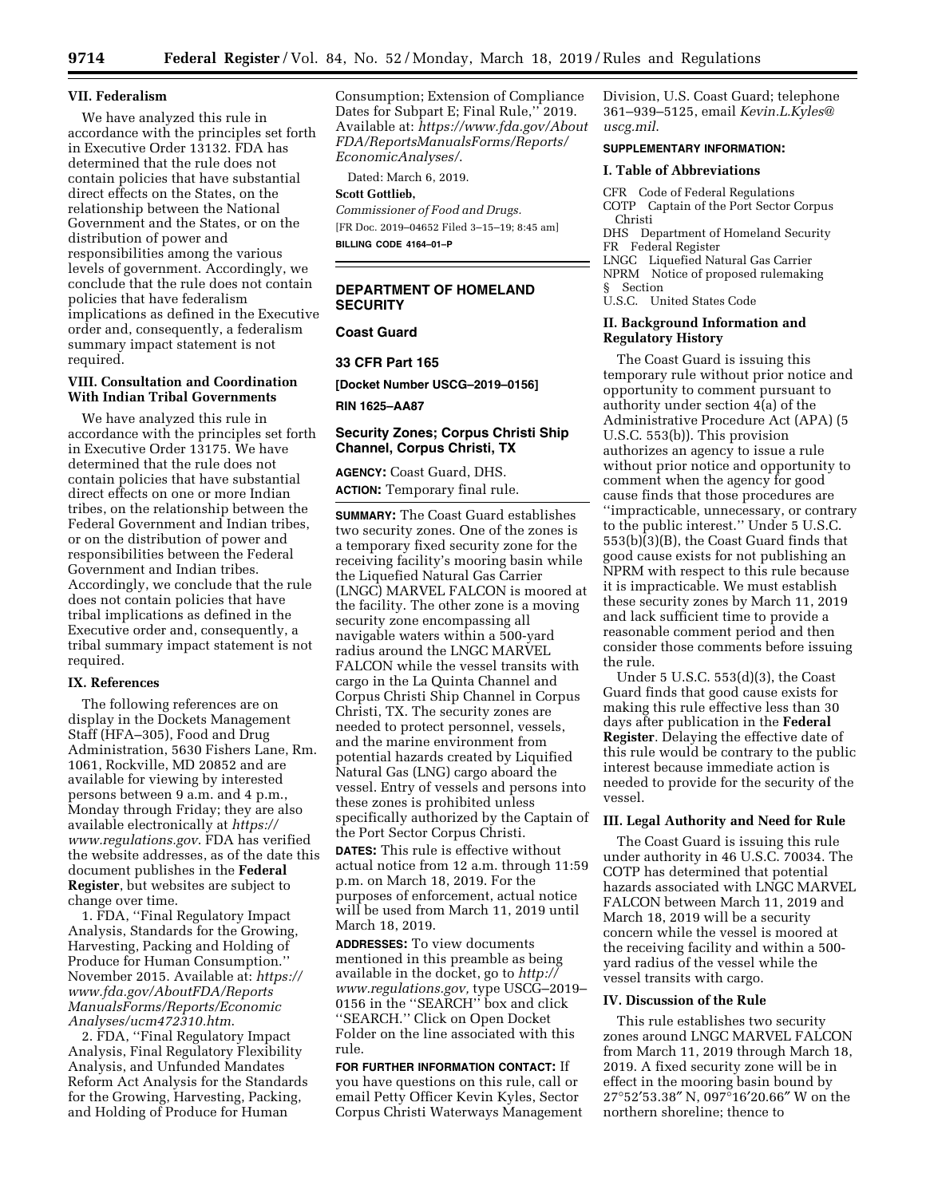### VII. Federalism

We have analyzed this rule in accordance with the principles set forth in Executive Order 13132. FDA has determined that the rule does not contain policies that have substantial direct effects on the States, on the relationship between the National Government and the States, or on the distribution of power and responsibilities among the various levels of government. Accordingly, we conclude that the rule does not contain policies that have federalism implications as defined in the Executive order and, consequently, a federalism summary impact statement is not required.

### VIII. Consultation and Coordination With Indian Tribal Governments

We have analyzed this rule in accordance with the principles set forth in Executive Order 13175. We have determined that the rule does not contain policies that have substantial direct effects on one or more Indian tribes, on the relationship between the Federal Government and Indian tribes, or on the distribution of power and responsibilities between the Federal Government and Indian tribes. Accordingly, we conclude that the rule does not contain policies that have tribal implications as defined in the Executive order and, consequently, a tribal summary impact statement is not required.

### IX. References

The following references are on display in the Dockets Management Staff (HFA–305), Food and Drug Administration, 5630 Fishers Lane, Rm. 1061, Rockville, MD 20852 and are available for viewing by interested persons between 9 a.m. and 4 p.m., Monday through Friday; they are also available electronically at *https://www.regulations.gov*. FDA has verified the website addresses, as of the date this document publishes in the **Federal Register**, but websites are subject to change over time.

1. FDA, ''Final Regulatory Impact Analysis, Standards for the Growing, Harvesting, Packing and Holding of Produce for Human Consumption.'' November 2015. Available at: *https://www.fda.gov/AboutFDA/ReportsManualsForms/Reports/EconomicAnalyses/ucm472310.htm*.

2. FDA, ''Final Regulatory Impact Analysis, Final Regulatory Flexibility Analysis, and Unfunded Mandates Reform Act Analysis for the Standards for the Growing, Harvesting, Packing, and Holding of Produce for Human Consumption; Extension of Compliance Dates for Subpart E; Final Rule,'' 2019. Available at: *https://www.fda.gov/AboutFDA/ReportsManualsForms/Reports/EconomicAnalyses/*.

Dated: March 6, 2019.

**Scott Gottlieb,**

*Commissioner of Food and Drugs.*

[FR Doc. 2019–04652 Filed 3–15–19; 8:45 am]

**BILLING CODE 4164–01–P**

---

## DEPARTMENT OF HOMELAND SECURITY

### Coast Guard

### 33 CFR Part 165

**[Docket Number USCG–2019–0156]**

**RIN 1625–AA87**

### Security Zones; Corpus Christi Ship Channel, Corpus Christi, TX

**AGENCY:** Coast Guard, DHS.

**ACTION:** Temporary final rule.

**SUMMARY:** The Coast Guard establishes two security zones. One of the zones is a temporary fixed security zone for the receiving facility's mooring basin while the Liquefied Natural Gas Carrier (LNGC) MARVEL FALCON is moored at the facility. The other zone is a moving security zone encompassing all navigable waters within a 500-yard radius around the LNGC MARVEL FALCON while the vessel transits with cargo in the La Quinta Channel and Corpus Christi Ship Channel in Corpus Christi, TX. The security zones are needed to protect personnel, vessels, and the marine environment from potential hazards created by Liquified Natural Gas (LNG) cargo aboard the vessel. Entry of vessels and persons into these zones is prohibited unless specifically authorized by the Captain of the Port Sector Corpus Christi.

**DATES:** This rule is effective without actual notice from 12 a.m. through 11:59 p.m. on March 18, 2019. For the purposes of enforcement, actual notice will be used from March 11, 2019 until March 18, 2019.

**ADDRESSES:** To view documents mentioned in this preamble as being available in the docket, go to *http://www.regulations.gov,* type USCG–2019–0156 in the ''SEARCH'' box and click ''SEARCH.'' Click on Open Docket Folder on the line associated with this rule.

**FOR FURTHER INFORMATION CONTACT:** If you have questions on this rule, call or email Petty Officer Kevin Kyles, Sector Corpus Christi Waterways Management Division, U.S. Coast Guard; telephone 361–939–5125, email *Kevin.L.Kyles@uscg.mil*.

**SUPPLEMENTARY INFORMATION:**

### I. Table of Abbreviations

CFR Code of Federal Regulations
COTP Captain of the Port Sector Corpus Christi
DHS Department of Homeland Security
FR Federal Register
LNGC Liquefied Natural Gas Carrier
NPRM Notice of proposed rulemaking
§ Section
U.S.C. United States Code

### II. Background Information and Regulatory History

The Coast Guard is issuing this temporary rule without prior notice and opportunity to comment pursuant to authority under section 4(a) of the Administrative Procedure Act (APA) (5 U.S.C. 553(b)). This provision authorizes an agency to issue a rule without prior notice and opportunity to comment when the agency for good cause finds that those procedures are ''impracticable, unnecessary, or contrary to the public interest.'' Under 5 U.S.C. 553(b)(3)(B), the Coast Guard finds that good cause exists for not publishing an NPRM with respect to this rule because it is impracticable. We must establish these security zones by March 11, 2019 and lack sufficient time to provide a reasonable comment period and then consider those comments before issuing the rule.

Under 5 U.S.C. 553(d)(3), the Coast Guard finds that good cause exists for making this rule effective less than 30 days after publication in the **Federal Register**. Delaying the effective date of this rule would be contrary to the public interest because immediate action is needed to provide for the security of the vessel.

### III. Legal Authority and Need for Rule

The Coast Guard is issuing this rule under authority in 46 U.S.C. 70034. The COTP has determined that potential hazards associated with LNGC MARVEL FALCON between March 11, 2019 and March 18, 2019 will be a security concern while the vessel is moored at the receiving facility and within a 500-yard radius of the vessel while the vessel transits with cargo.

### IV. Discussion of the Rule

This rule establishes two security zones around LNGC MARVEL FALCON from March 11, 2019 through March 18, 2019. A fixed security zone will be in effect in the mooring basin bound by 27°52′53.38″ N, 097°16′20.66″ W on the northern shoreline; thence to